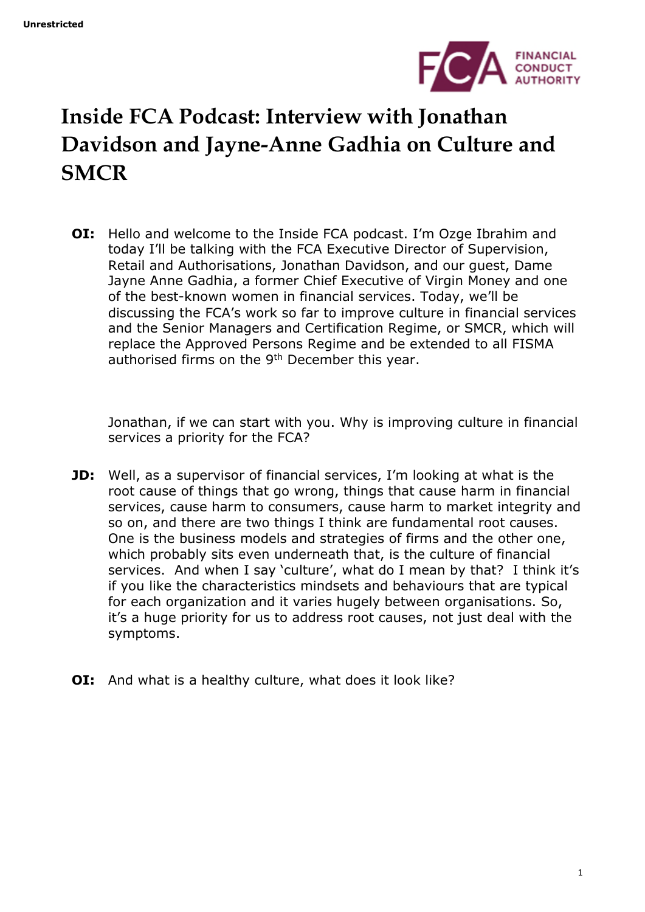Unrestricted

# Inside FCA Podcast: Interview with Jonathan Davidson and Jayne-Anne Gadhia on Culture and SMCR

**OI:** Hello and welcome to the Inside FCA podcast. I'm Ozge Ibrahim and today I'll be talking with the FCA Executive Director of Supervision, Retail and Authorisations, Jonathan Davidson, and our guest, Dame Jayne Anne Gadhia, a former Chief Executive of Virgin Money and one of the best-known women in financial services. Today, we'll be discussing the FCA's work so far to improve culture in financial services and the Senior Managers and Certification Regime, or SMCR, which will replace the Approved Persons Regime and be extended to all FISMA authorised firms on the 9th December this year.

Jonathan, if we can start with you. Why is improving culture in financial services a priority for the FCA?

**JD:** Well, as a supervisor of financial services, I'm looking at what is the root cause of things that go wrong, things that cause harm in financial services, cause harm to consumers, cause harm to market integrity and so on, and there are two things I think are fundamental root causes. One is the business models and strategies of firms and the other one, which probably sits even underneath that, is the culture of financial services. And when I say 'culture', what do I mean by that? I think it's if you like the characteristics mindsets and behaviours that are typical for each organization and it varies hugely between organisations. So, it's a huge priority for us to address root causes, not just deal with the symptoms.

**OI:** And what is a healthy culture, what does it look like?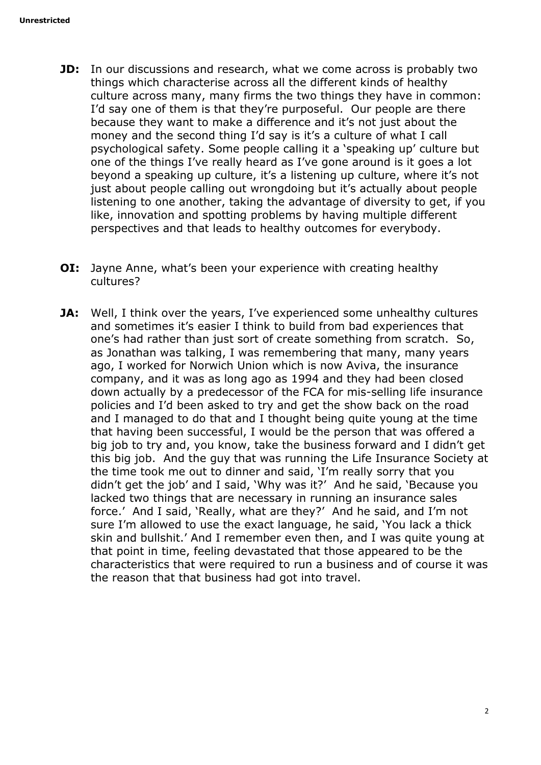**JD:** In our discussions and research, what we come across is probably two things which characterise across all the different kinds of healthy culture across many, many firms the two things they have in common: I'd say one of them is that they're purposeful. Our people are there because they want to make a difference and it's not just about the money and the second thing I'd say is it's a culture of what I call psychological safety. Some people calling it a 'speaking up' culture but one of the things I've really heard as I've gone around is it goes a lot beyond a speaking up culture, it's a listening up culture, where it's not just about people calling out wrongdoing but it's actually about people listening to one another, taking the advantage of diversity to get, if you like, innovation and spotting problems by having multiple different perspectives and that leads to healthy outcomes for everybody.

**OI:** Jayne Anne, what's been your experience with creating healthy cultures?

**JA:** Well, I think over the years, I've experienced some unhealthy cultures and sometimes it's easier I think to build from bad experiences that one's had rather than just sort of create something from scratch. So, as Jonathan was talking, I was remembering that many, many years ago, I worked for Norwich Union which is now Aviva, the insurance company, and it was as long ago as 1994 and they had been closed down actually by a predecessor of the FCA for mis-selling life insurance policies and I'd been asked to try and get the show back on the road and I managed to do that and I thought being quite young at the time that having been successful, I would be the person that was offered a big job to try and, you know, take the business forward and I didn't get this big job. And the guy that was running the Life Insurance Society at the time took me out to dinner and said, 'I'm really sorry that you didn't get the job' and I said, 'Why was it?' And he said, 'Because you lacked two things that are necessary in running an insurance sales force.' And I said, 'Really, what are they?' And he said, and I'm not sure I'm allowed to use the exact language, he said, 'You lack a thick skin and bullshit.' And I remember even then, and I was quite young at that point in time, feeling devastated that those appeared to be the characteristics that were required to run a business and of course it was the reason that that business had got into travel.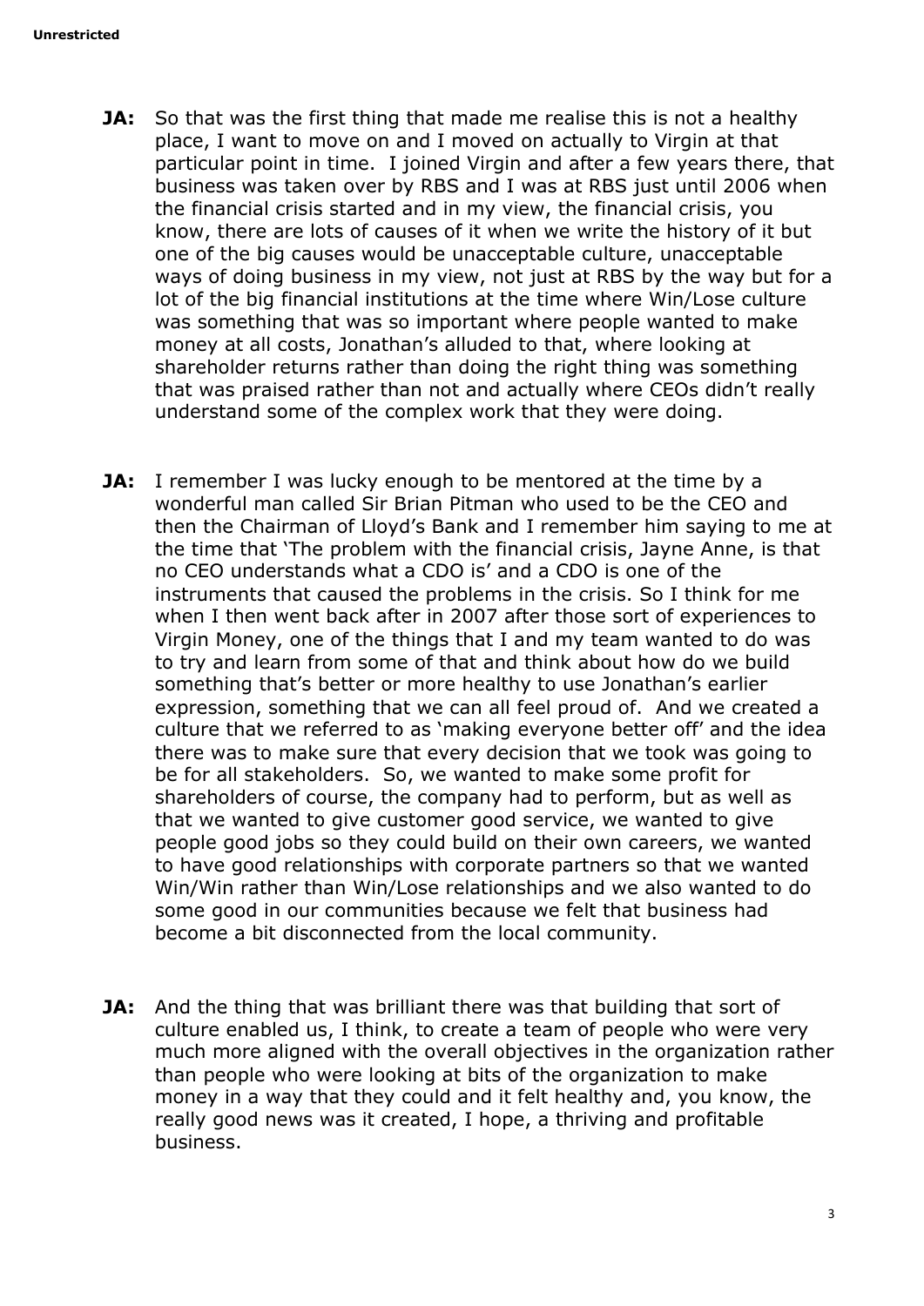**JA:** So that was the first thing that made me realise this is not a healthy place, I want to move on and I moved on actually to Virgin at that particular point in time. I joined Virgin and after a few years there, that business was taken over by RBS and I was at RBS just until 2006 when the financial crisis started and in my view, the financial crisis, you know, there are lots of causes of it when we write the history of it but one of the big causes would be unacceptable culture, unacceptable ways of doing business in my view, not just at RBS by the way but for a lot of the big financial institutions at the time where Win/Lose culture was something that was so important where people wanted to make money at all costs, Jonathan's alluded to that, where looking at shareholder returns rather than doing the right thing was something that was praised rather than not and actually where CEOs didn't really understand some of the complex work that they were doing.

**JA:** I remember I was lucky enough to be mentored at the time by a wonderful man called Sir Brian Pitman who used to be the CEO and then the Chairman of Lloyd's Bank and I remember him saying to me at the time that 'The problem with the financial crisis, Jayne Anne, is that no CEO understands what a CDO is' and a CDO is one of the instruments that caused the problems in the crisis. So I think for me when I then went back after in 2007 after those sort of experiences to Virgin Money, one of the things that I and my team wanted to do was to try and learn from some of that and think about how do we build something that's better or more healthy to use Jonathan's earlier expression, something that we can all feel proud of. And we created a culture that we referred to as 'making everyone better off' and the idea there was to make sure that every decision that we took was going to be for all stakeholders. So, we wanted to make some profit for shareholders of course, the company had to perform, but as well as that we wanted to give customer good service, we wanted to give people good jobs so they could build on their own careers, we wanted to have good relationships with corporate partners so that we wanted Win/Win rather than Win/Lose relationships and we also wanted to do some good in our communities because we felt that business had become a bit disconnected from the local community.

**JA:** And the thing that was brilliant there was that building that sort of culture enabled us, I think, to create a team of people who were very much more aligned with the overall objectives in the organization rather than people who were looking at bits of the organization to make money in a way that they could and it felt healthy and, you know, the really good news was it created, I hope, a thriving and profitable business.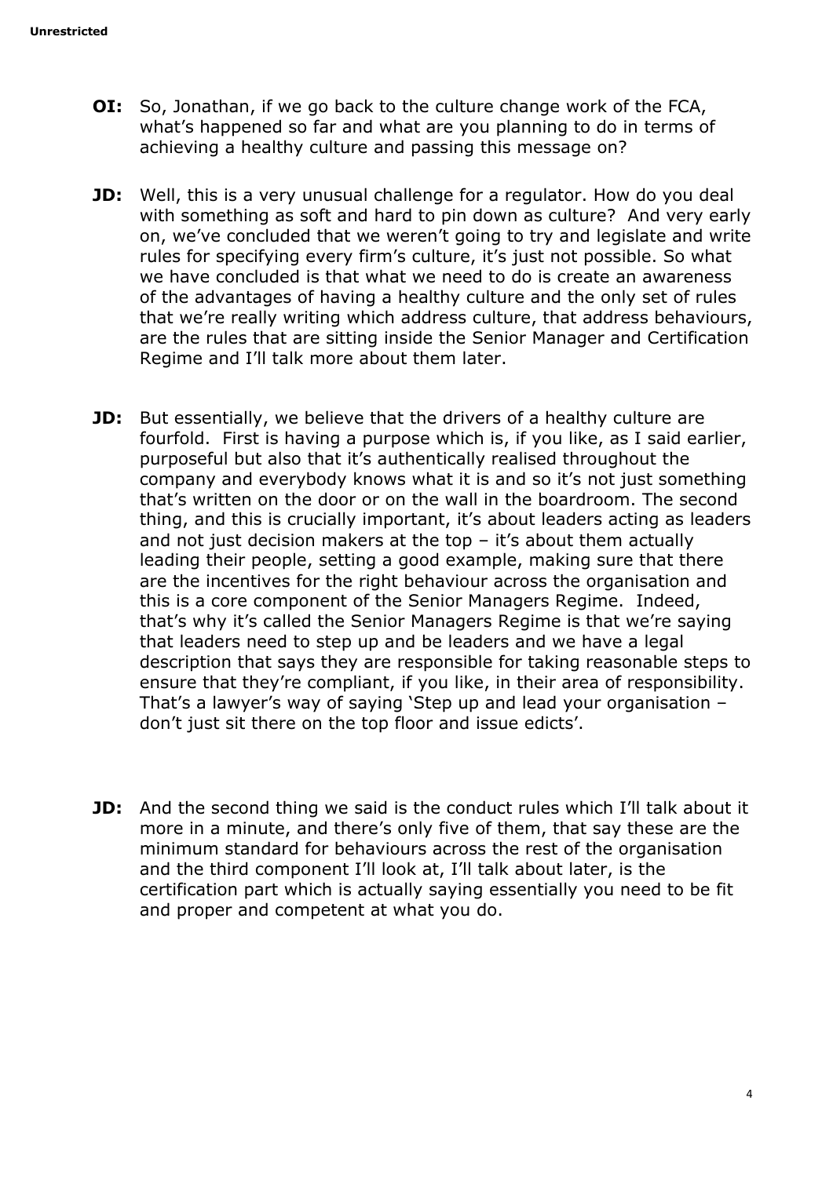**OI:** So, Jonathan, if we go back to the culture change work of the FCA, what's happened so far and what are you planning to do in terms of achieving a healthy culture and passing this message on?

**JD:** Well, this is a very unusual challenge for a regulator. How do you deal with something as soft and hard to pin down as culture? And very early on, we've concluded that we weren't going to try and legislate and write rules for specifying every firm's culture, it's just not possible. So what we have concluded is that what we need to do is create an awareness of the advantages of having a healthy culture and the only set of rules that we're really writing which address culture, that address behaviours, are the rules that are sitting inside the Senior Manager and Certification Regime and I'll talk more about them later.

**JD:** But essentially, we believe that the drivers of a healthy culture are fourfold. First is having a purpose which is, if you like, as I said earlier, purposeful but also that it's authentically realised throughout the company and everybody knows what it is and so it's not just something that's written on the door or on the wall in the boardroom. The second thing, and this is crucially important, it's about leaders acting as leaders and not just decision makers at the top – it's about them actually leading their people, setting a good example, making sure that there are the incentives for the right behaviour across the organisation and this is a core component of the Senior Managers Regime. Indeed, that's why it's called the Senior Managers Regime is that we're saying that leaders need to step up and be leaders and we have a legal description that says they are responsible for taking reasonable steps to ensure that they're compliant, if you like, in their area of responsibility. That's a lawyer's way of saying 'Step up and lead your organisation – don't just sit there on the top floor and issue edicts'.

**JD:** And the second thing we said is the conduct rules which I'll talk about it more in a minute, and there's only five of them, that say these are the minimum standard for behaviours across the rest of the organisation and the third component I'll look at, I'll talk about later, is the certification part which is actually saying essentially you need to be fit and proper and competent at what you do.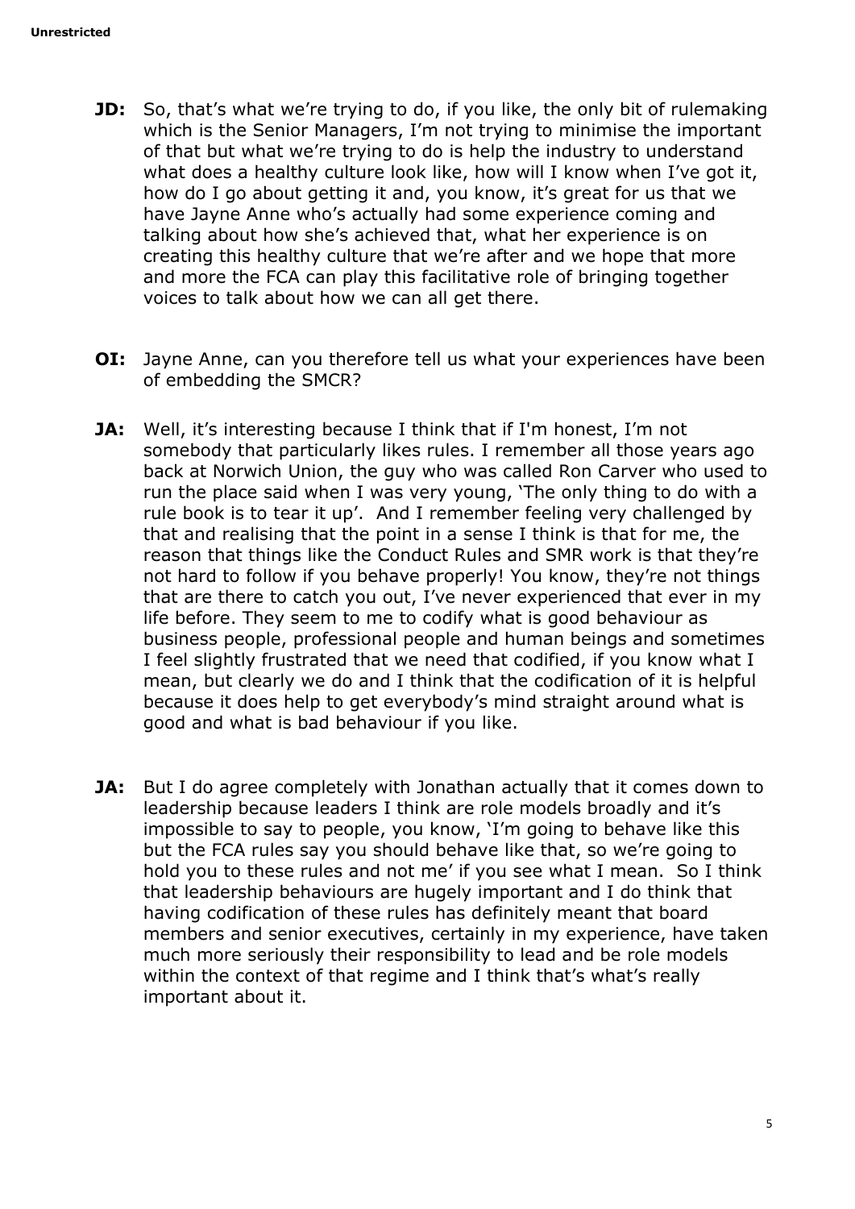**JD:** So, that's what we're trying to do, if you like, the only bit of rulemaking which is the Senior Managers, I'm not trying to minimise the important of that but what we're trying to do is help the industry to understand what does a healthy culture look like, how will I know when I've got it, how do I go about getting it and, you know, it's great for us that we have Jayne Anne who's actually had some experience coming and talking about how she's achieved that, what her experience is on creating this healthy culture that we're after and we hope that more and more the FCA can play this facilitative role of bringing together voices to talk about how we can all get there.

**OI:** Jayne Anne, can you therefore tell us what your experiences have been of embedding the SMCR?

**JA:** Well, it's interesting because I think that if I'm honest, I'm not somebody that particularly likes rules. I remember all those years ago back at Norwich Union, the guy who was called Ron Carver who used to run the place said when I was very young, 'The only thing to do with a rule book is to tear it up'. And I remember feeling very challenged by that and realising that the point in a sense I think is that for me, the reason that things like the Conduct Rules and SMR work is that they're not hard to follow if you behave properly! You know, they're not things that are there to catch you out, I've never experienced that ever in my life before. They seem to me to codify what is good behaviour as business people, professional people and human beings and sometimes I feel slightly frustrated that we need that codified, if you know what I mean, but clearly we do and I think that the codification of it is helpful because it does help to get everybody's mind straight around what is good and what is bad behaviour if you like.

**JA:** But I do agree completely with Jonathan actually that it comes down to leadership because leaders I think are role models broadly and it's impossible to say to people, you know, 'I'm going to behave like this but the FCA rules say you should behave like that, so we're going to hold you to these rules and not me' if you see what I mean. So I think that leadership behaviours are hugely important and I do think that having codification of these rules has definitely meant that board members and senior executives, certainly in my experience, have taken much more seriously their responsibility to lead and be role models within the context of that regime and I think that's what's really important about it.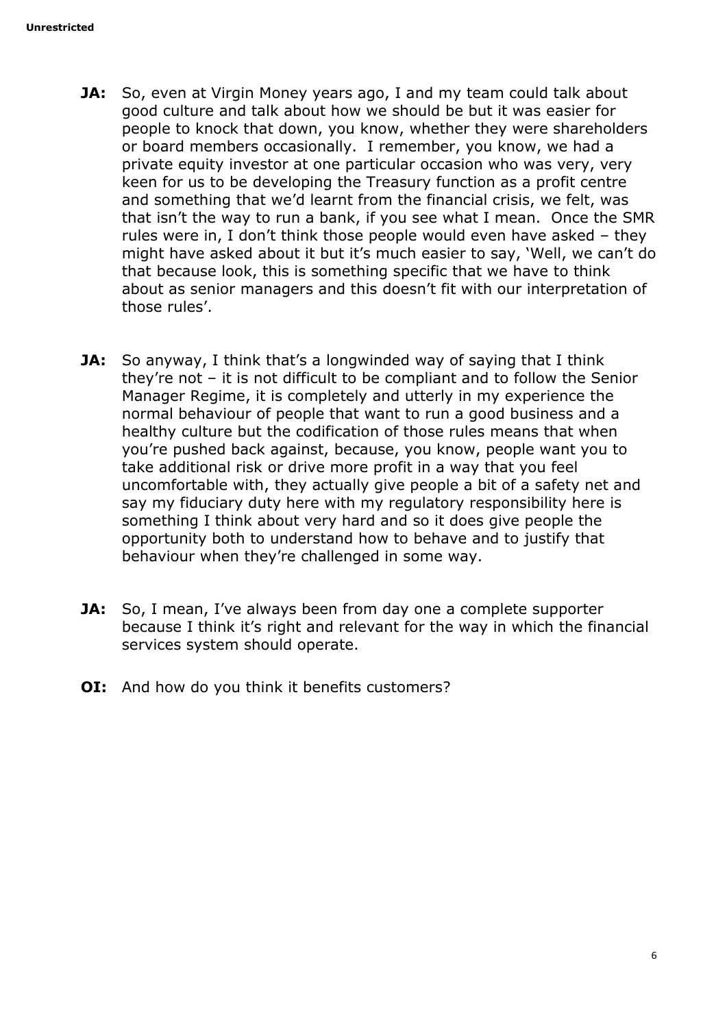**JA:** So, even at Virgin Money years ago, I and my team could talk about good culture and talk about how we should be but it was easier for people to knock that down, you know, whether they were shareholders or board members occasionally. I remember, you know, we had a private equity investor at one particular occasion who was very, very keen for us to be developing the Treasury function as a profit centre and something that we'd learnt from the financial crisis, we felt, was that isn't the way to run a bank, if you see what I mean. Once the SMR rules were in, I don't think those people would even have asked – they might have asked about it but it's much easier to say, 'Well, we can't do that because look, this is something specific that we have to think about as senior managers and this doesn't fit with our interpretation of those rules'.

**JA:** So anyway, I think that's a longwinded way of saying that I think they're not – it is not difficult to be compliant and to follow the Senior Manager Regime, it is completely and utterly in my experience the normal behaviour of people that want to run a good business and a healthy culture but the codification of those rules means that when you're pushed back against, because, you know, people want you to take additional risk or drive more profit in a way that you feel uncomfortable with, they actually give people a bit of a safety net and say my fiduciary duty here with my regulatory responsibility here is something I think about very hard and so it does give people the opportunity both to understand how to behave and to justify that behaviour when they're challenged in some way.

**JA:** So, I mean, I've always been from day one a complete supporter because I think it's right and relevant for the way in which the financial services system should operate.

**OI:** And how do you think it benefits customers?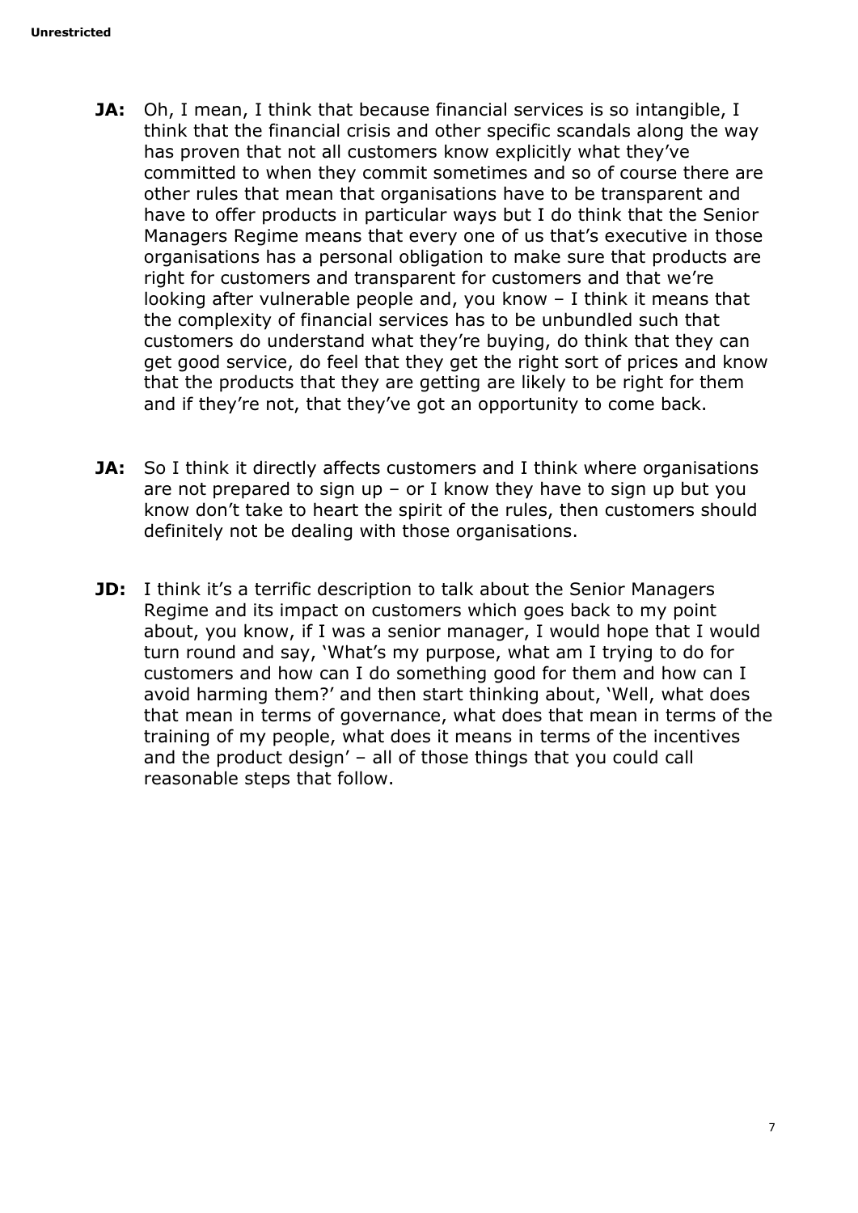**JA:** Oh, I mean, I think that because financial services is so intangible, I think that the financial crisis and other specific scandals along the way has proven that not all customers know explicitly what they've committed to when they commit sometimes and so of course there are other rules that mean that organisations have to be transparent and have to offer products in particular ways but I do think that the Senior Managers Regime means that every one of us that's executive in those organisations has a personal obligation to make sure that products are right for customers and transparent for customers and that we're looking after vulnerable people and, you know – I think it means that the complexity of financial services has to be unbundled such that customers do understand what they're buying, do think that they can get good service, do feel that they get the right sort of prices and know that the products that they are getting are likely to be right for them and if they're not, that they've got an opportunity to come back.

**JA:** So I think it directly affects customers and I think where organisations are not prepared to sign up – or I know they have to sign up but you know don't take to heart the spirit of the rules, then customers should definitely not be dealing with those organisations.

**JD:** I think it's a terrific description to talk about the Senior Managers Regime and its impact on customers which goes back to my point about, you know, if I was a senior manager, I would hope that I would turn round and say, 'What's my purpose, what am I trying to do for customers and how can I do something good for them and how can I avoid harming them?' and then start thinking about, 'Well, what does that mean in terms of governance, what does that mean in terms of the training of my people, what does it means in terms of the incentives and the product design' – all of those things that you could call reasonable steps that follow.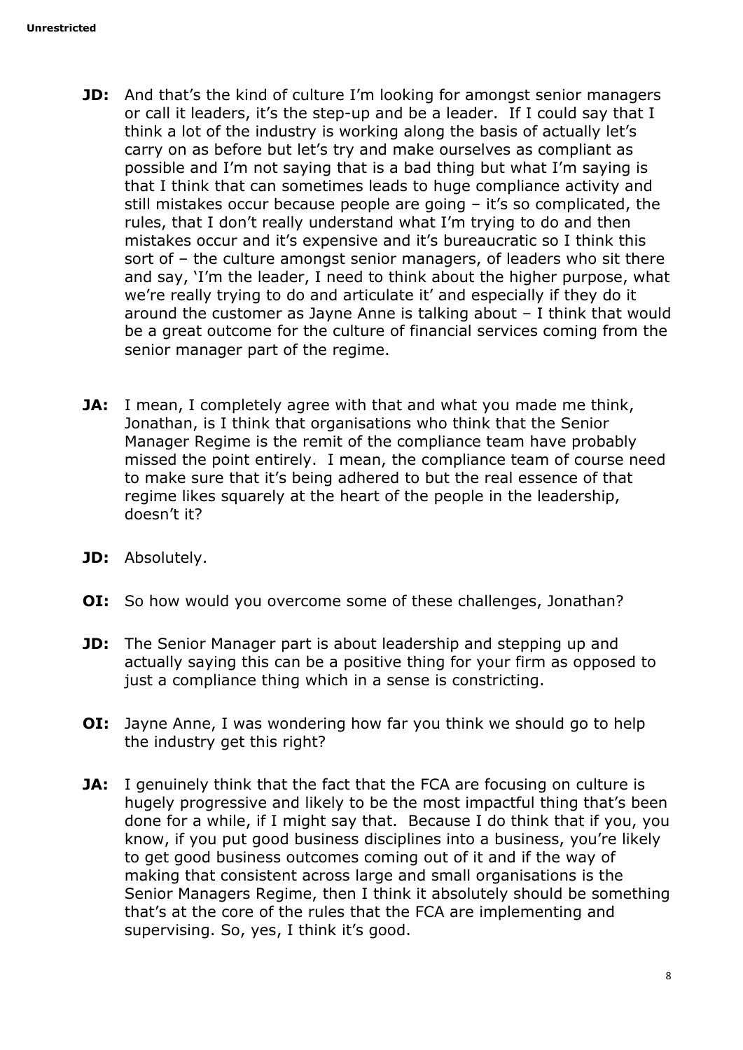**JD:** And that's the kind of culture I'm looking for amongst senior managers or call it leaders, it's the step-up and be a leader. If I could say that I think a lot of the industry is working along the basis of actually let's carry on as before but let's try and make ourselves as compliant as possible and I'm not saying that is a bad thing but what I'm saying is that I think that can sometimes leads to huge compliance activity and still mistakes occur because people are going – it's so complicated, the rules, that I don't really understand what I'm trying to do and then mistakes occur and it's expensive and it's bureaucratic so I think this sort of – the culture amongst senior managers, of leaders who sit there and say, 'I'm the leader, I need to think about the higher purpose, what we're really trying to do and articulate it' and especially if they do it around the customer as Jayne Anne is talking about – I think that would be a great outcome for the culture of financial services coming from the senior manager part of the regime.

**JA:** I mean, I completely agree with that and what you made me think, Jonathan, is I think that organisations who think that the Senior Manager Regime is the remit of the compliance team have probably missed the point entirely. I mean, the compliance team of course need to make sure that it's being adhered to but the real essence of that regime likes squarely at the heart of the people in the leadership, doesn't it?

**JD:** Absolutely.

**OI:** So how would you overcome some of these challenges, Jonathan?

**JD:** The Senior Manager part is about leadership and stepping up and actually saying this can be a positive thing for your firm as opposed to just a compliance thing which in a sense is constricting.

**OI:** Jayne Anne, I was wondering how far you think we should go to help the industry get this right?

**JA:** I genuinely think that the fact that the FCA are focusing on culture is hugely progressive and likely to be the most impactful thing that's been done for a while, if I might say that. Because I do think that if you, you know, if you put good business disciplines into a business, you're likely to get good business outcomes coming out of it and if the way of making that consistent across large and small organisations is the Senior Managers Regime, then I think it absolutely should be something that's at the core of the rules that the FCA are implementing and supervising. So, yes, I think it's good.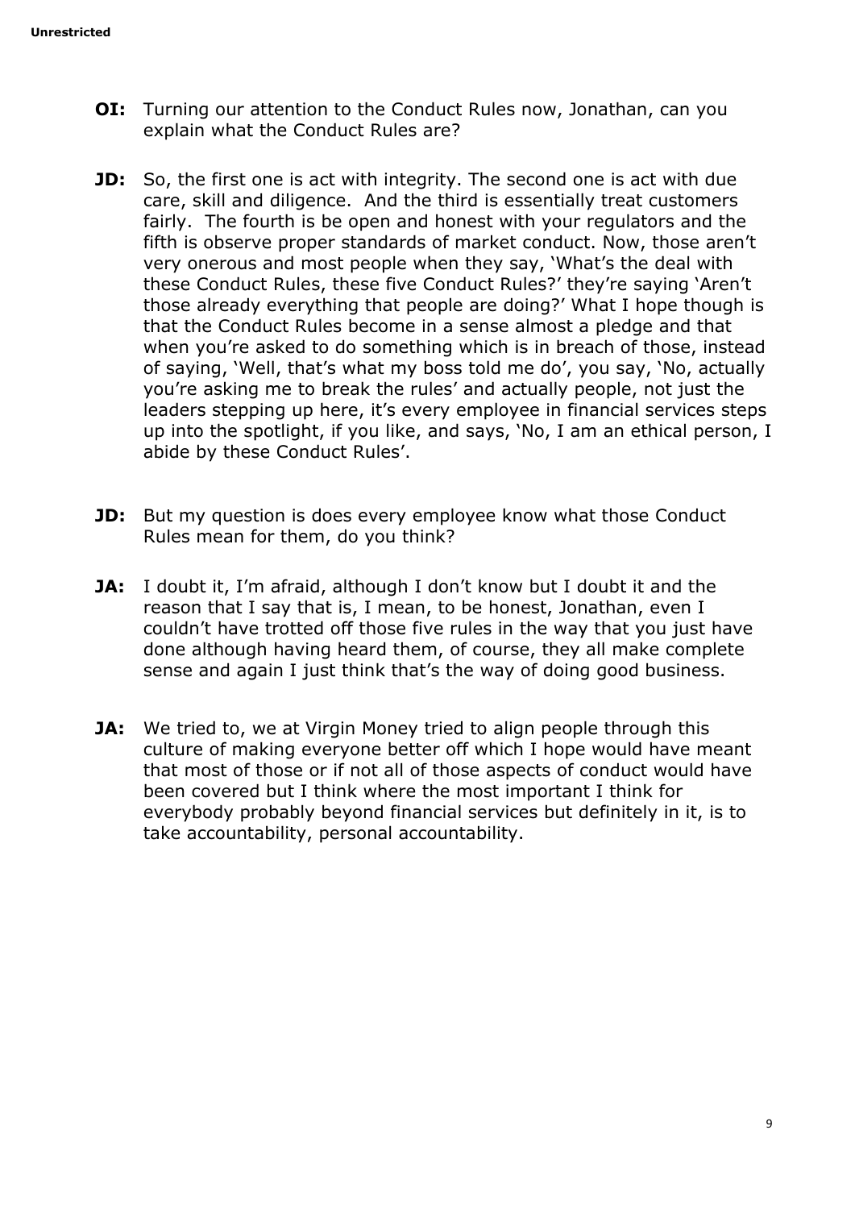**OI:** Turning our attention to the Conduct Rules now, Jonathan, can you explain what the Conduct Rules are?

**JD:** So, the first one is act with integrity. The second one is act with due care, skill and diligence. And the third is essentially treat customers fairly. The fourth is be open and honest with your regulators and the fifth is observe proper standards of market conduct. Now, those aren't very onerous and most people when they say, 'What's the deal with these Conduct Rules, these five Conduct Rules?' they're saying 'Aren't those already everything that people are doing?' What I hope though is that the Conduct Rules become in a sense almost a pledge and that when you're asked to do something which is in breach of those, instead of saying, 'Well, that's what my boss told me do', you say, 'No, actually you're asking me to break the rules' and actually people, not just the leaders stepping up here, it's every employee in financial services steps up into the spotlight, if you like, and says, 'No, I am an ethical person, I abide by these Conduct Rules'.

**JD:** But my question is does every employee know what those Conduct Rules mean for them, do you think?

**JA:** I doubt it, I'm afraid, although I don't know but I doubt it and the reason that I say that is, I mean, to be honest, Jonathan, even I couldn't have trotted off those five rules in the way that you just have done although having heard them, of course, they all make complete sense and again I just think that's the way of doing good business.

**JA:** We tried to, we at Virgin Money tried to align people through this culture of making everyone better off which I hope would have meant that most of those or if not all of those aspects of conduct would have been covered but I think where the most important I think for everybody probably beyond financial services but definitely in it, is to take accountability, personal accountability.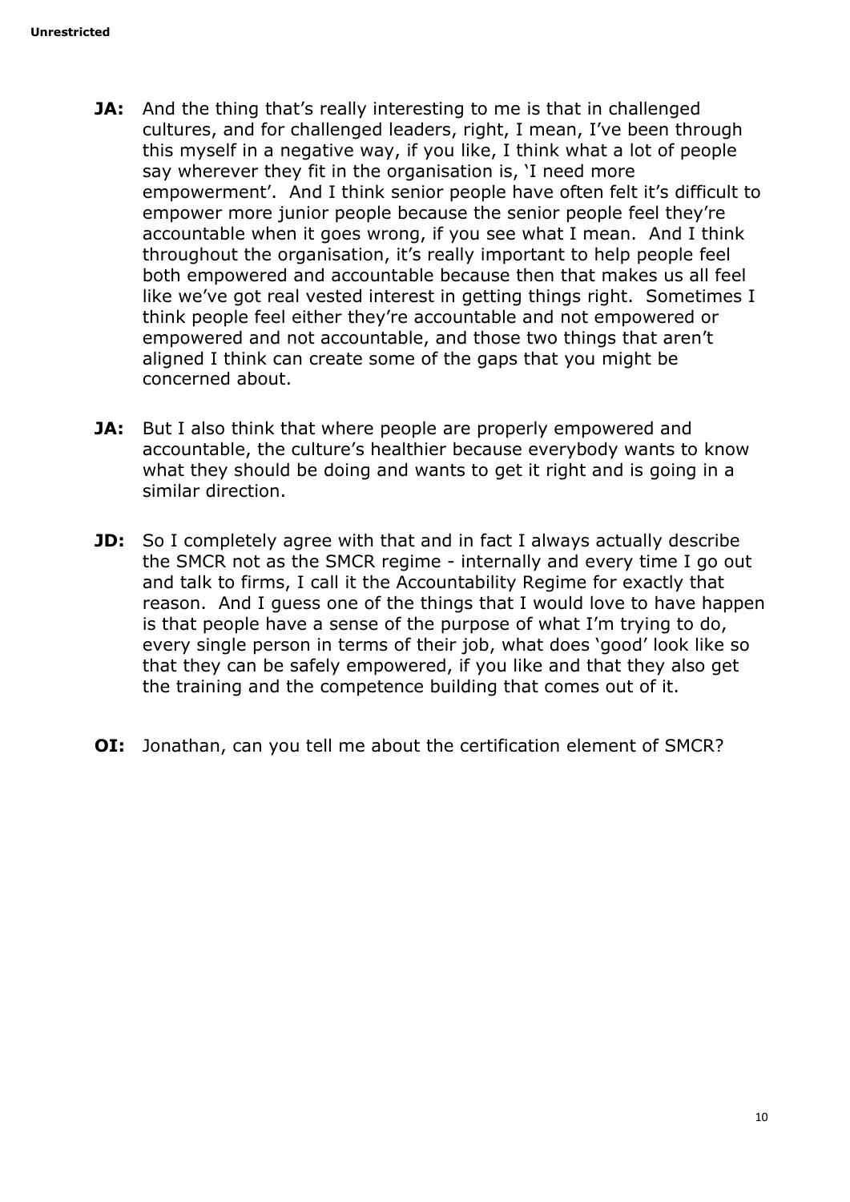**JA:** And the thing that's really interesting to me is that in challenged cultures, and for challenged leaders, right, I mean, I've been through this myself in a negative way, if you like, I think what a lot of people say wherever they fit in the organisation is, 'I need more empowerment'. And I think senior people have often felt it's difficult to empower more junior people because the senior people feel they're accountable when it goes wrong, if you see what I mean. And I think throughout the organisation, it's really important to help people feel both empowered and accountable because then that makes us all feel like we've got real vested interest in getting things right. Sometimes I think people feel either they're accountable and not empowered or empowered and not accountable, and those two things that aren't aligned I think can create some of the gaps that you might be concerned about.

**JA:** But I also think that where people are properly empowered and accountable, the culture's healthier because everybody wants to know what they should be doing and wants to get it right and is going in a similar direction.

**JD:** So I completely agree with that and in fact I always actually describe the SMCR not as the SMCR regime - internally and every time I go out and talk to firms, I call it the Accountability Regime for exactly that reason. And I guess one of the things that I would love to have happen is that people have a sense of the purpose of what I'm trying to do, every single person in terms of their job, what does 'good' look like so that they can be safely empowered, if you like and that they also get the training and the competence building that comes out of it.

**OI:** Jonathan, can you tell me about the certification element of SMCR?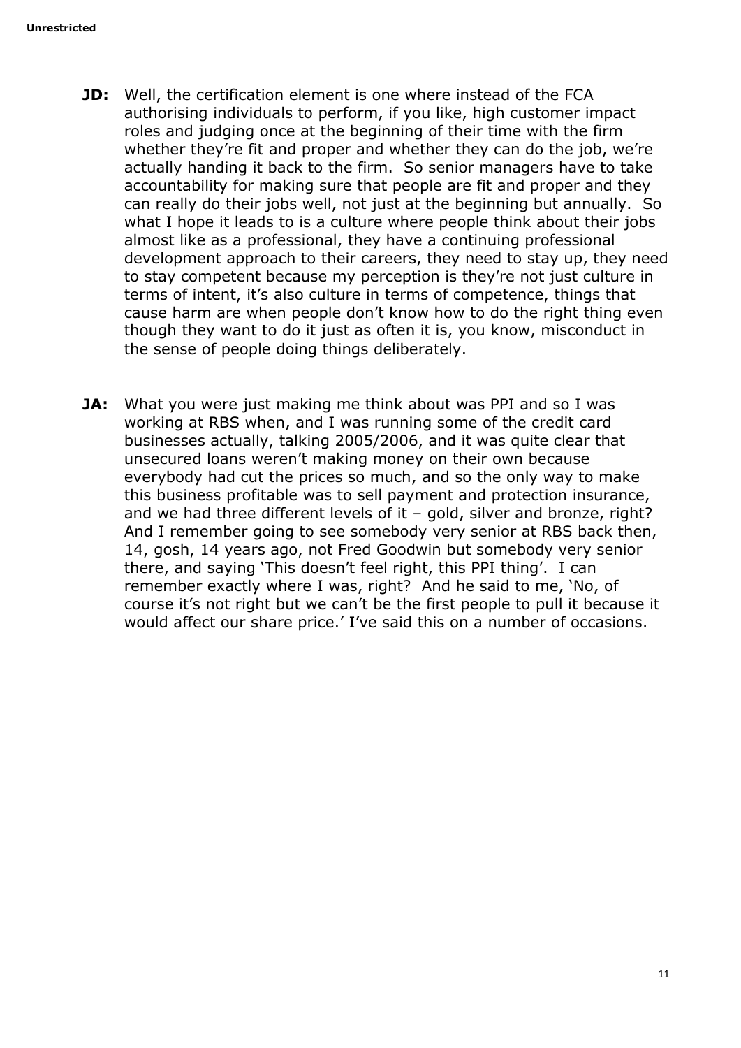**JD:** Well, the certification element is one where instead of the FCA authorising individuals to perform, if you like, high customer impact roles and judging once at the beginning of their time with the firm whether they're fit and proper and whether they can do the job, we're actually handing it back to the firm. So senior managers have to take accountability for making sure that people are fit and proper and they can really do their jobs well, not just at the beginning but annually. So what I hope it leads to is a culture where people think about their jobs almost like as a professional, they have a continuing professional development approach to their careers, they need to stay up, they need to stay competent because my perception is they're not just culture in terms of intent, it's also culture in terms of competence, things that cause harm are when people don't know how to do the right thing even though they want to do it just as often it is, you know, misconduct in the sense of people doing things deliberately.

**JA:** What you were just making me think about was PPI and so I was working at RBS when, and I was running some of the credit card businesses actually, talking 2005/2006, and it was quite clear that unsecured loans weren't making money on their own because everybody had cut the prices so much, and so the only way to make this business profitable was to sell payment and protection insurance, and we had three different levels of it – gold, silver and bronze, right? And I remember going to see somebody very senior at RBS back then, 14, gosh, 14 years ago, not Fred Goodwin but somebody very senior there, and saying 'This doesn't feel right, this PPI thing'. I can remember exactly where I was, right? And he said to me, 'No, of course it's not right but we can't be the first people to pull it because it would affect our share price.' I've said this on a number of occasions.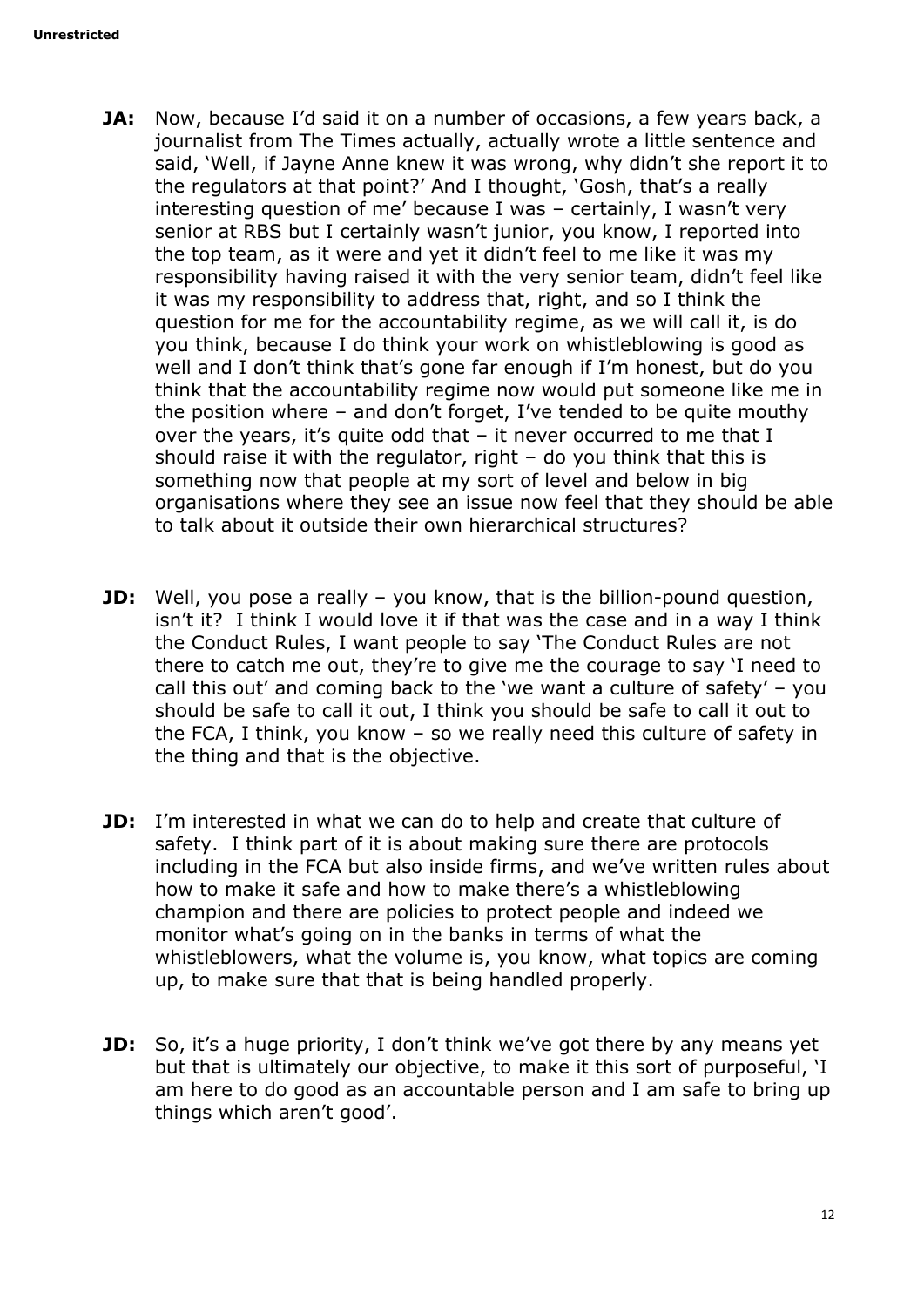**JA:** Now, because I'd said it on a number of occasions, a few years back, a journalist from The Times actually, actually wrote a little sentence and said, 'Well, if Jayne Anne knew it was wrong, why didn't she report it to the regulators at that point?' And I thought, 'Gosh, that's a really interesting question of me' because I was – certainly, I wasn't very senior at RBS but I certainly wasn't junior, you know, I reported into the top team, as it were and yet it didn't feel to me like it was my responsibility having raised it with the very senior team, didn't feel like it was my responsibility to address that, right, and so I think the question for me for the accountability regime, as we will call it, is do you think, because I do think your work on whistleblowing is good as well and I don't think that's gone far enough if I'm honest, but do you think that the accountability regime now would put someone like me in the position where – and don't forget, I've tended to be quite mouthy over the years, it's quite odd that – it never occurred to me that I should raise it with the regulator, right – do you think that this is something now that people at my sort of level and below in big organisations where they see an issue now feel that they should be able to talk about it outside their own hierarchical structures?

**JD:** Well, you pose a really – you know, that is the billion-pound question, isn't it? I think I would love it if that was the case and in a way I think the Conduct Rules, I want people to say 'The Conduct Rules are not there to catch me out, they're to give me the courage to say 'I need to call this out' and coming back to the 'we want a culture of safety' – you should be safe to call it out, I think you should be safe to call it out to the FCA, I think, you know – so we really need this culture of safety in the thing and that is the objective.

**JD:** I'm interested in what we can do to help and create that culture of safety. I think part of it is about making sure there are protocols including in the FCA but also inside firms, and we've written rules about how to make it safe and how to make there's a whistleblowing champion and there are policies to protect people and indeed we monitor what's going on in the banks in terms of what the whistleblowers, what the volume is, you know, what topics are coming up, to make sure that that is being handled properly.

**JD:** So, it's a huge priority, I don't think we've got there by any means yet but that is ultimately our objective, to make it this sort of purposeful, 'I am here to do good as an accountable person and I am safe to bring up things which aren't good'.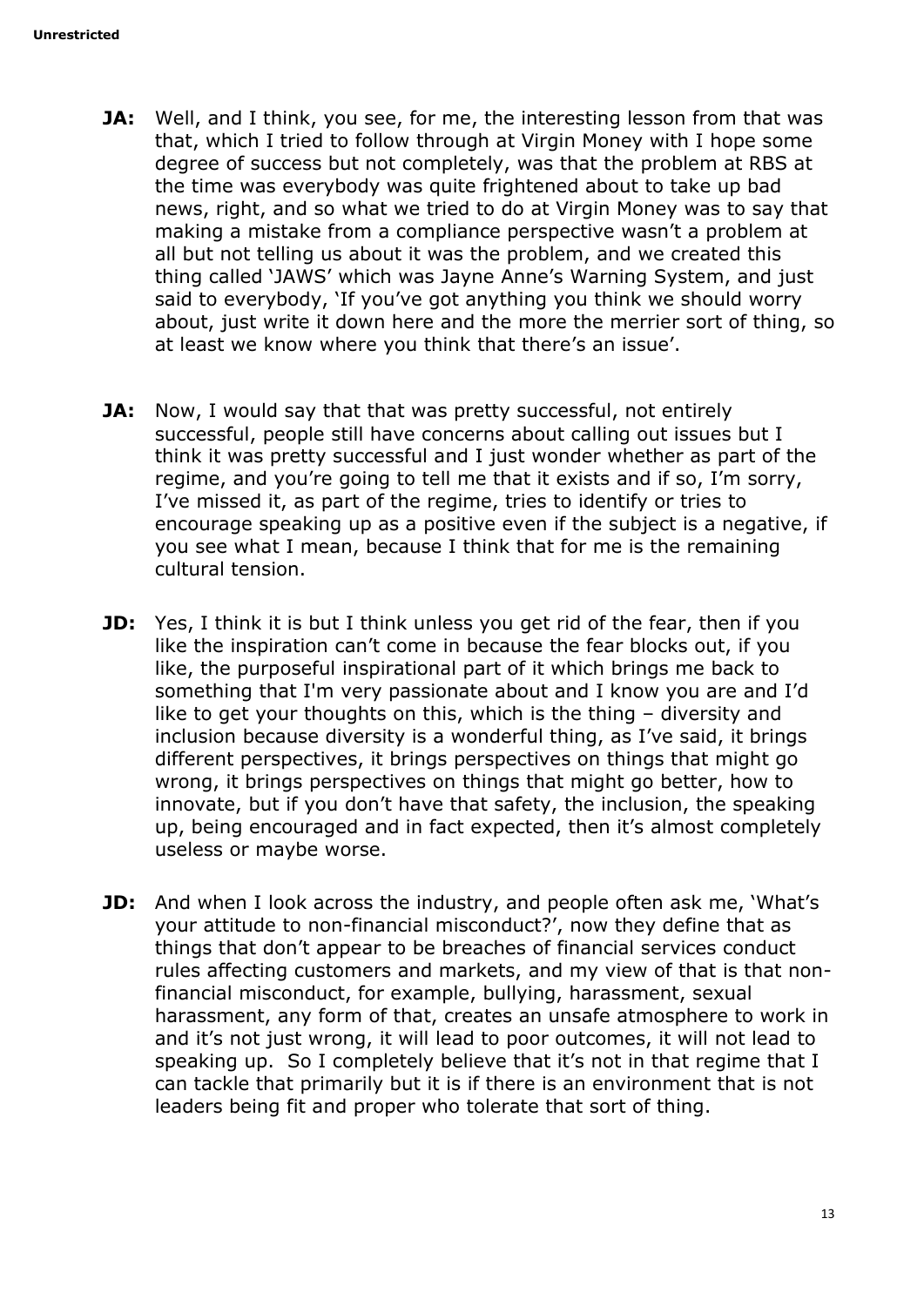**JA:** Well, and I think, you see, for me, the interesting lesson from that was that, which I tried to follow through at Virgin Money with I hope some degree of success but not completely, was that the problem at RBS at the time was everybody was quite frightened about to take up bad news, right, and so what we tried to do at Virgin Money was to say that making a mistake from a compliance perspective wasn't a problem at all but not telling us about it was the problem, and we created this thing called 'JAWS' which was Jayne Anne's Warning System, and just said to everybody, 'If you've got anything you think we should worry about, just write it down here and the more the merrier sort of thing, so at least we know where you think that there's an issue'.

**JA:** Now, I would say that that was pretty successful, not entirely successful, people still have concerns about calling out issues but I think it was pretty successful and I just wonder whether as part of the regime, and you're going to tell me that it exists and if so, I'm sorry, I've missed it, as part of the regime, tries to identify or tries to encourage speaking up as a positive even if the subject is a negative, if you see what I mean, because I think that for me is the remaining cultural tension.

**JD:** Yes, I think it is but I think unless you get rid of the fear, then if you like the inspiration can't come in because the fear blocks out, if you like, the purposeful inspirational part of it which brings me back to something that I'm very passionate about and I know you are and I'd like to get your thoughts on this, which is the thing – diversity and inclusion because diversity is a wonderful thing, as I've said, it brings different perspectives, it brings perspectives on things that might go wrong, it brings perspectives on things that might go better, how to innovate, but if you don't have that safety, the inclusion, the speaking up, being encouraged and in fact expected, then it's almost completely useless or maybe worse.

**JD:** And when I look across the industry, and people often ask me, 'What's your attitude to non-financial misconduct?', now they define that as things that don't appear to be breaches of financial services conduct rules affecting customers and markets, and my view of that is that non-financial misconduct, for example, bullying, harassment, sexual harassment, any form of that, creates an unsafe atmosphere to work in and it's not just wrong, it will lead to poor outcomes, it will not lead to speaking up. So I completely believe that it's not in that regime that I can tackle that primarily but it is if there is an environment that is not leaders being fit and proper who tolerate that sort of thing.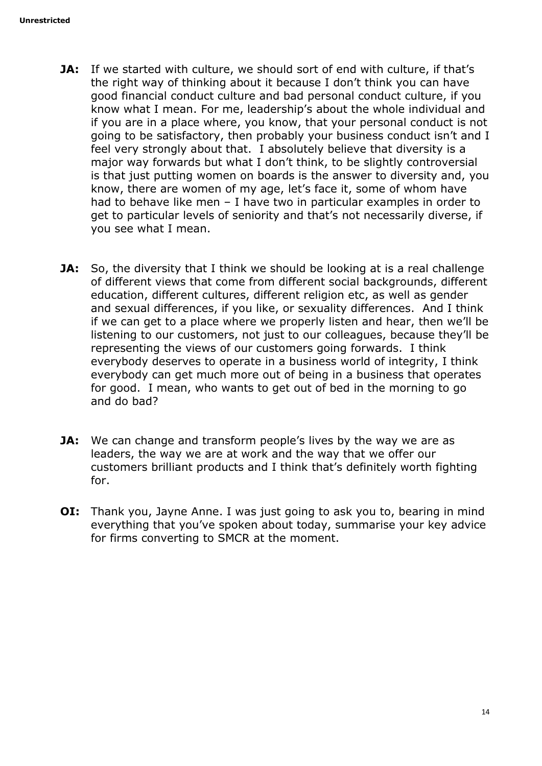**JA:** If we started with culture, we should sort of end with culture, if that's the right way of thinking about it because I don't think you can have good financial conduct culture and bad personal conduct culture, if you know what I mean. For me, leadership's about the whole individual and if you are in a place where, you know, that your personal conduct is not going to be satisfactory, then probably your business conduct isn't and I feel very strongly about that. I absolutely believe that diversity is a major way forwards but what I don't think, to be slightly controversial is that just putting women on boards is the answer to diversity and, you know, there are women of my age, let's face it, some of whom have had to behave like men – I have two in particular examples in order to get to particular levels of seniority and that's not necessarily diverse, if you see what I mean.

**JA:** So, the diversity that I think we should be looking at is a real challenge of different views that come from different social backgrounds, different education, different cultures, different religion etc, as well as gender and sexual differences, if you like, or sexuality differences. And I think if we can get to a place where we properly listen and hear, then we'll be listening to our customers, not just to our colleagues, because they'll be representing the views of our customers going forwards. I think everybody deserves to operate in a business world of integrity, I think everybody can get much more out of being in a business that operates for good. I mean, who wants to get out of bed in the morning to go and do bad?

**JA:** We can change and transform people's lives by the way we are as leaders, the way we are at work and the way that we offer our customers brilliant products and I think that's definitely worth fighting for.

**OI:** Thank you, Jayne Anne. I was just going to ask you to, bearing in mind everything that you've spoken about today, summarise your key advice for firms converting to SMCR at the moment.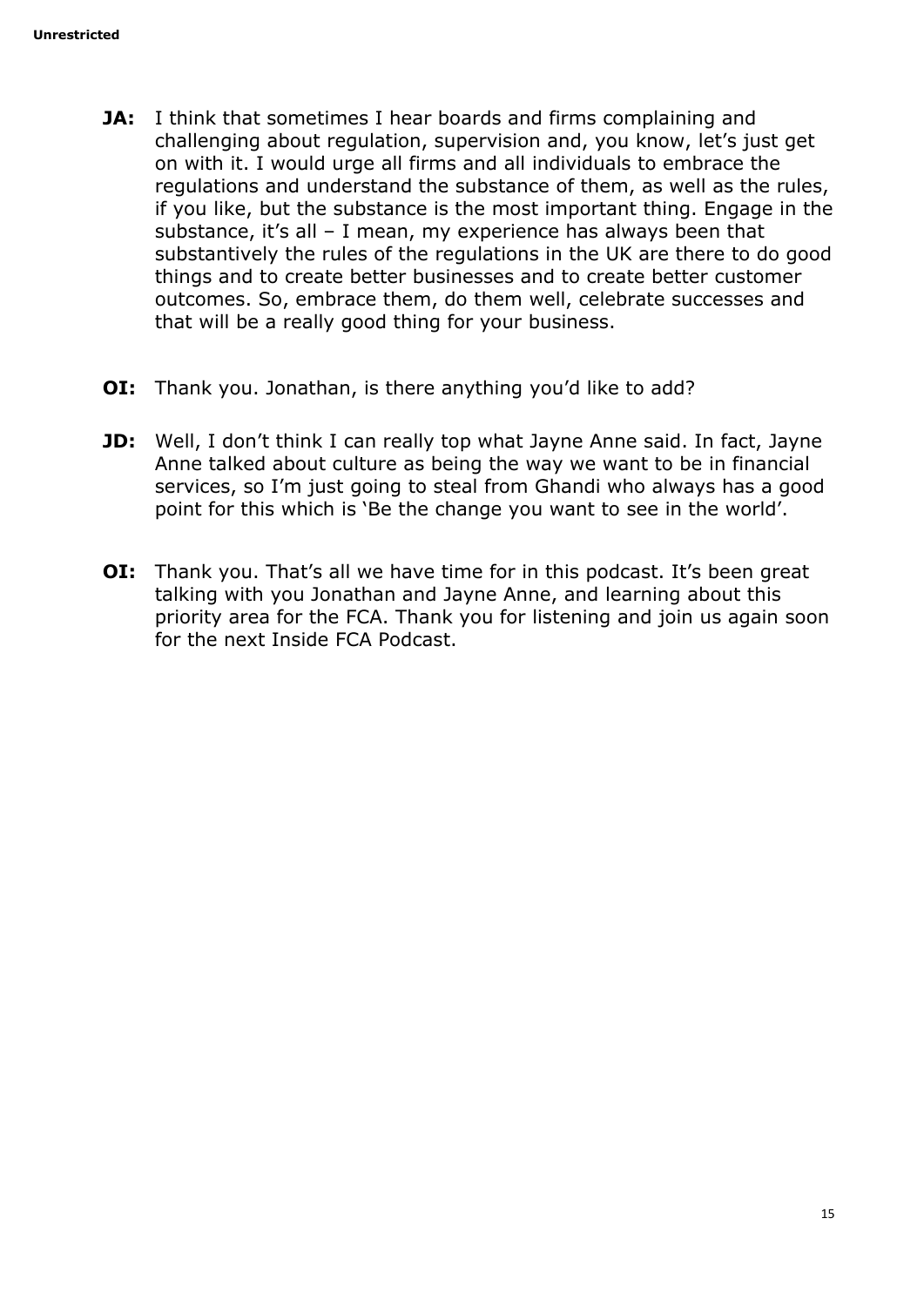**JA:** I think that sometimes I hear boards and firms complaining and challenging about regulation, supervision and, you know, let's just get on with it. I would urge all firms and all individuals to embrace the regulations and understand the substance of them, as well as the rules, if you like, but the substance is the most important thing. Engage in the substance, it's all – I mean, my experience has always been that substantively the rules of the regulations in the UK are there to do good things and to create better businesses and to create better customer outcomes. So, embrace them, do them well, celebrate successes and that will be a really good thing for your business.

**OI:** Thank you. Jonathan, is there anything you'd like to add?

**JD:** Well, I don't think I can really top what Jayne Anne said. In fact, Jayne Anne talked about culture as being the way we want to be in financial services, so I'm just going to steal from Ghandi who always has a good point for this which is 'Be the change you want to see in the world'.

**OI:** Thank you. That's all we have time for in this podcast. It's been great talking with you Jonathan and Jayne Anne, and learning about this priority area for the FCA. Thank you for listening and join us again soon for the next Inside FCA Podcast.